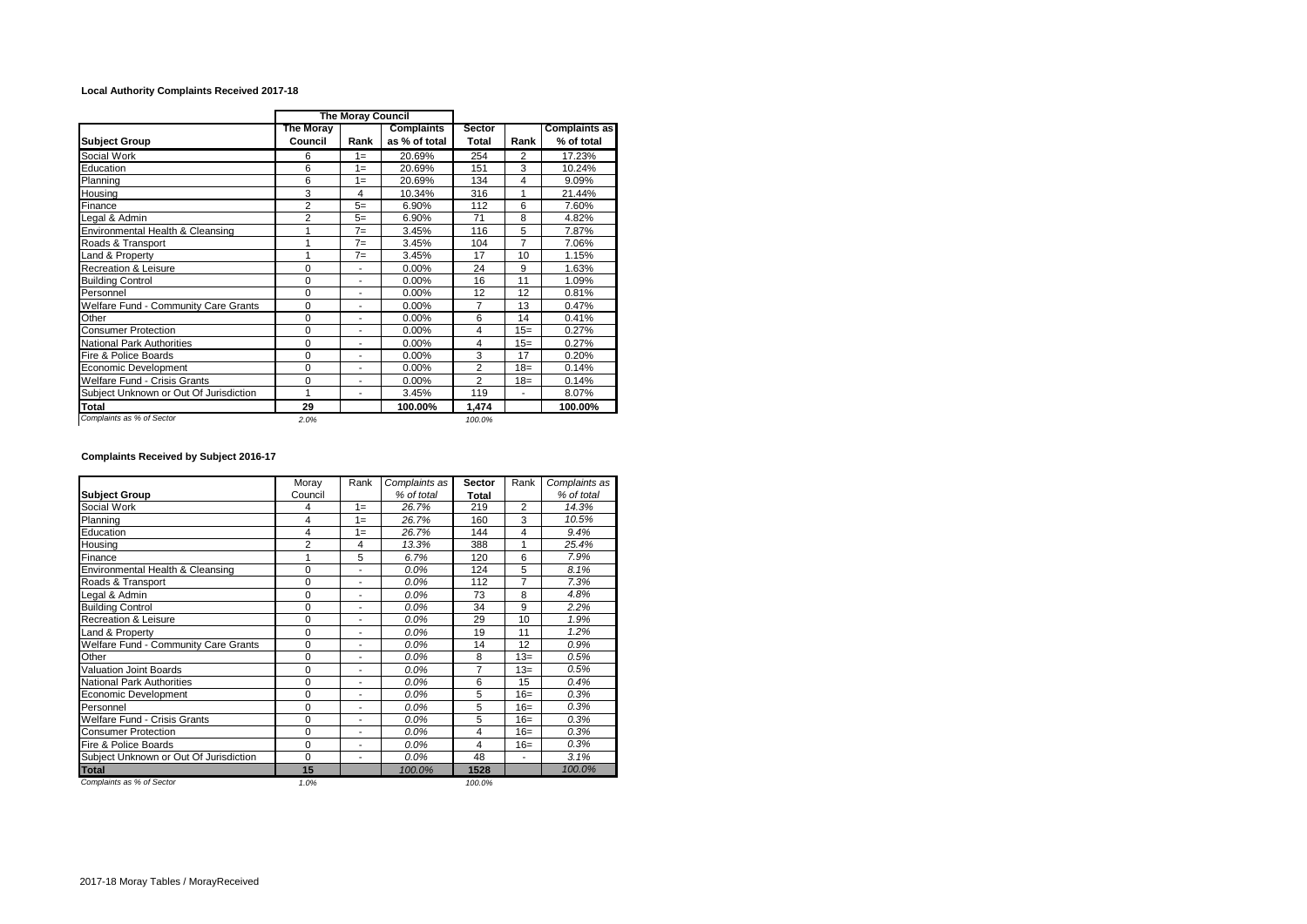**Local Authority Complaints Received 2017-18**

| | The Moray Council | | | | | |
|---|---|---|---|---|---|---|
| **Subject Group** | **The Moray Council** | **Rank** | **Complaints as % of total** | **Sector Total** | **Rank** | **Complaints as % of total** |
| Social Work | 6 | 1= | 20.69% | 254 | 2 | 17.23% |
| Education | 6 | 1= | 20.69% | 151 | 3 | 10.24% |
| Planning | 6 | 1= | 20.69% | 134 | 4 | 9.09% |
| Housing | 3 | 4 | 10.34% | 316 | 1 | 21.44% |
| Finance | 2 | 5= | 6.90% | 112 | 6 | 7.60% |
| Legal & Admin | 2 | 5= | 6.90% | 71 | 8 | 4.82% |
| Environmental Health & Cleansing | 1 | 7= | 3.45% | 116 | 5 | 7.87% |
| Roads & Transport | 1 | 7= | 3.45% | 104 | 7 | 7.06% |
| Land & Property | 1 | 7= | 3.45% | 17 | 10 | 1.15% |
| Recreation & Leisure | 0 | - | 0.00% | 24 | 9 | 1.63% |
| Building Control | 0 | - | 0.00% | 16 | 11 | 1.09% |
| Personnel | 0 | - | 0.00% | 12 | 12 | 0.81% |
| Welfare Fund - Community Care Grants | 0 | - | 0.00% | 7 | 13 | 0.47% |
| Other | 0 | - | 0.00% | 6 | 14 | 0.41% |
| Consumer Protection | 0 | - | 0.00% | 4 | 15= | 0.27% |
| National Park Authorities | 0 | - | 0.00% | 4 | 15= | 0.27% |
| Fire & Police Boards | 0 | - | 0.00% | 3 | 17 | 0.20% |
| Economic Development | 0 | - | 0.00% | 2 | 18= | 0.14% |
| Welfare Fund - Crisis Grants | 0 | - | 0.00% | 2 | 18= | 0.14% |
| Subject Unknown or Out Of Jurisdiction | 1 | - | 3.45% | 119 | - | 8.07% |
| **Total** | **29** | | **100.00%** | **1,474** | | **100.00%** |
| *Complaints as % of Sector* | *2.0%* | | | *100.0%* | | |

**Complaints Received by Subject 2016-17**

| **Subject Group** | Moray Council | Rank | *Complaints as % of total* | **Sector Total** | Rank | *Complaints as % of total* |
|---|---|---|---|---|---|---|
| Social Work | 4 | 1= | *26.7%* | 219 | 2 | *14.3%* |
| Planning | 4 | 1= | *26.7%* | 160 | 3 | *10.5%* |
| Education | 4 | 1= | *26.7%* | 144 | 4 | *9.4%* |
| Housing | 2 | 4 | *13.3%* | 388 | 1 | *25.4%* |
| Finance | 1 | 5 | *6.7%* | 120 | 6 | *7.9%* |
| Environmental Health & Cleansing | 0 | - | *0.0%* | 124 | 5 | *8.1%* |
| Roads & Transport | 0 | - | *0.0%* | 112 | 7 | *7.3%* |
| Legal & Admin | 0 | - | *0.0%* | 73 | 8 | *4.8%* |
| Building Control | 0 | - | *0.0%* | 34 | 9 | *2.2%* |
| Recreation & Leisure | 0 | - | *0.0%* | 29 | 10 | *1.9%* |
| Land & Property | 0 | - | *0.0%* | 19 | 11 | *1.2%* |
| Welfare Fund - Community Care Grants | 0 | - | *0.0%* | 14 | 12 | *0.9%* |
| Other | 0 | - | *0.0%* | 8 | 13= | *0.5%* |
| Valuation Joint Boards | 0 | - | *0.0%* | 7 | 13= | *0.5%* |
| National Park Authorities | 0 | - | *0.0%* | 6 | 15 | *0.4%* |
| Economic Development | 0 | - | *0.0%* | 5 | 16= | *0.3%* |
| Personnel | 0 | - | *0.0%* | 5 | 16= | *0.3%* |
| Welfare Fund - Crisis Grants | 0 | - | *0.0%* | 5 | 16= | *0.3%* |
| Consumer Protection | 0 | - | *0.0%* | 4 | 16= | *0.3%* |
| Fire & Police Boards | 0 | - | *0.0%* | 4 | 16= | *0.3%* |
| Subject Unknown or Out Of Jurisdiction | 0 | - | *0.0%* | 48 | - | *3.1%* |
| **Total** | **15** | | *100.0%* | **1528** | | *100.0%* |
| *Complaints as % of Sector* | *1.0%* | | | *100.0%* | | |

2017-18 Moray Tables / MorayReceived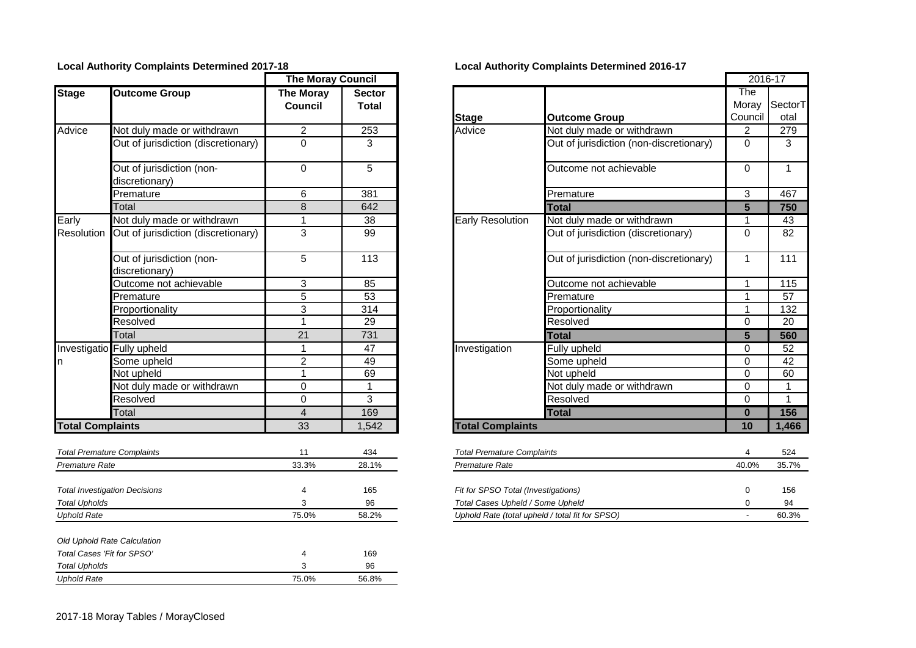**Local Authority Complaints Determined 2017-18**

| Stage | Outcome Group | The Moray Council | Sector Total |
|---|---|---|---|
| | | The Moray Council | |
| Advice | Not duly made or withdrawn | 2 | 253 |
| | Out of jurisdiction (discretionary) | 0 | 3 |
| | Out of jurisdiction (non-discretionary) | 0 | 5 |
| | Premature | 6 | 381 |
| | Total | 8 | 642 |
| Early Resolution | Not duly made or withdrawn | 1 | 38 |
| | Out of jurisdiction (discretionary) | 3 | 99 |
| | Out of jurisdiction (non-discretionary) | 5 | 113 |
| | Outcome not achievable | 3 | 85 |
| | Premature | 5 | 53 |
| | Proportionality | 3 | 314 |
| | Resolved | 1 | 29 |
| | Total | 21 | 731 |
| Investigation | Fully upheld | 1 | 47 |
| | Some upheld | 2 | 49 |
| | Not upheld | 1 | 69 |
| | Not duly made or withdrawn | 0 | 1 |
| | Resolved | 0 | 3 |
| | Total | 4 | 169 |
| **Total Complaints** | | 33 | 1,542 |

| | | |
|---|---|---|
| *Total Premature Complaints* | 11 | 434 |
| *Premature Rate* | 33.3% | 28.1% |
| *Total Investigation Decisions* | 4 | 165 |
| *Total Upholds* | 3 | 96 |
| *Uphold Rate* | 75.0% | 58.2% |
| *Old Uphold Rate Calculation* | | |
| *Total Cases 'Fit for SPSO'* | 4 | 169 |
| *Total Upholds* | 3 | 96 |
| *Uphold Rate* | 75.0% | 56.8% |

**Local Authority Complaints Determined 2016-17**

| Stage | Outcome Group | The Moray Council | SectorTotal |
|---|---|---|---|
| | | 2016-17 | |
| Advice | Not duly made or withdrawn | 2 | 279 |
| | Out of jurisdiction (non-discretionary) | 0 | 3 |
| | Outcome not achievable | 0 | 1 |
| | Premature | 3 | 467 |
| | **Total** | **5** | **750** |
| Early Resolution | Not duly made or withdrawn | 1 | 43 |
| | Out of jurisdiction (discretionary) | 0 | 82 |
| | Out of jurisdiction (non-discretionary) | 1 | 111 |
| | Outcome not achievable | 1 | 115 |
| | Premature | 1 | 57 |
| | Proportionality | 1 | 132 |
| | Resolved | 0 | 20 |
| | **Total** | **5** | **560** |
| Investigation | Fully upheld | 0 | 52 |
| | Some upheld | 0 | 42 |
| | Not upheld | 0 | 60 |
| | Not duly made or withdrawn | 0 | 1 |
| | Resolved | 0 | 1 |
| | **Total** | **0** | **156** |
| **Total Complaints** | | **10** | **1,466** |

| | | |
|---|---|---|
| *Total Premature Complaints* | 4 | 524 |
| *Premature Rate* | 40.0% | 35.7% |
| *Fit for SPSO Total (Investigations)* | 0 | 156 |
| *Total Cases Upheld / Some Upheld* | 0 | 94 |
| *Uphold Rate (total upheld / total fit for SPSO)* | - | 60.3% |

2017-18 Moray Tables / MorayClosed